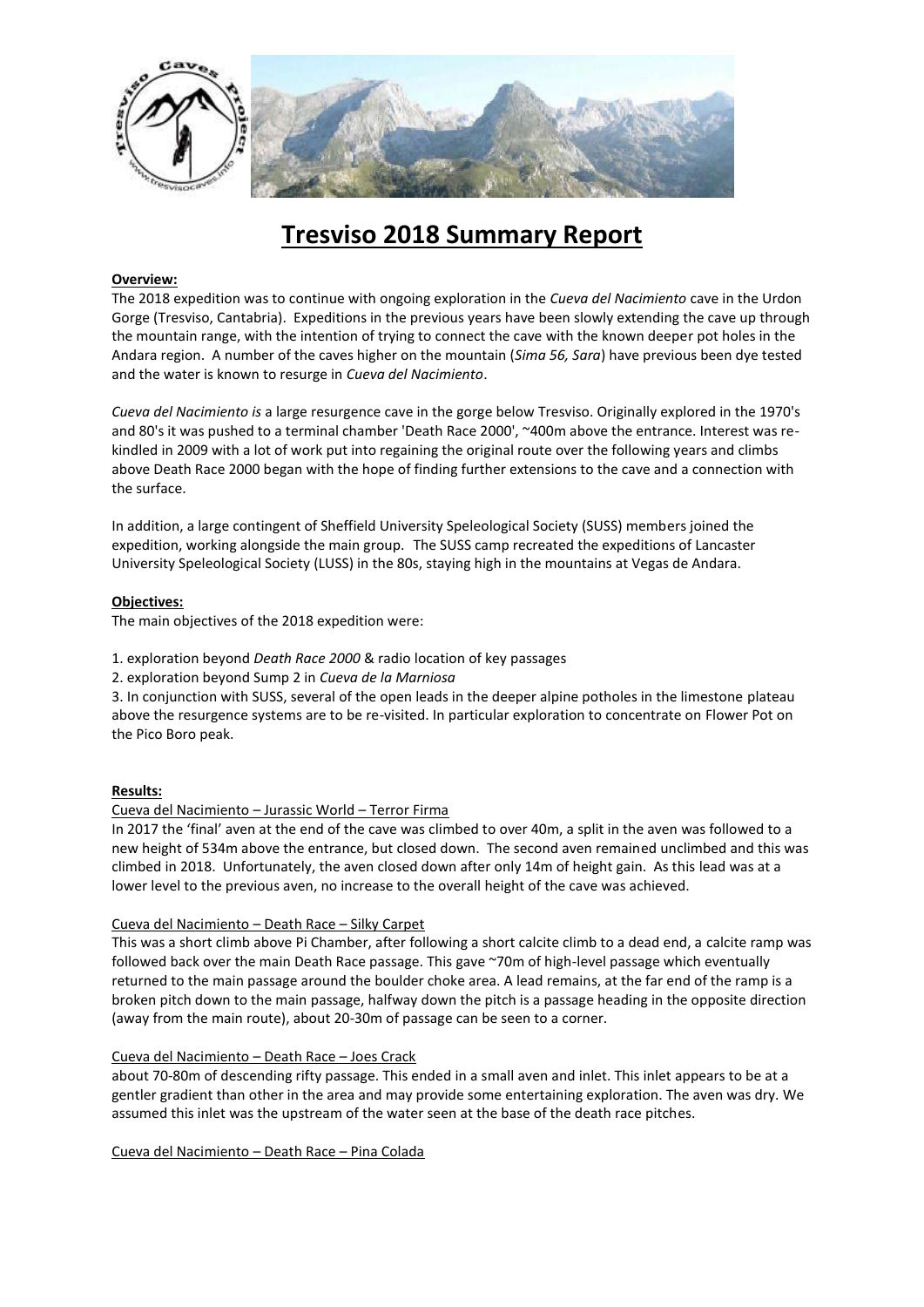# Tresviso 2018 Summary Report

**Overview:**

The 2018 expedition was to continue with ongoing exploration in the *Cueva del Nacimiento* cave in the Urdon Gorge (Tresviso, Cantabria). Expeditions in the previous years have been slowly extending the cave up through the mountain range, with the intention of trying to connect the cave with the known deeper pot holes in the Andara region. A number of the caves higher on the mountain (*Sima 56, Sara*) have previous been dye tested and the water is known to resurge in *Cueva del Nacimiento*.

*Cueva del Nacimiento is* a large resurgence cave in the gorge below Tresviso. Originally explored in the 1970's and 80's it was pushed to a terminal chamber 'Death Race 2000', ~400m above the entrance. Interest was re-kindled in 2009 with a lot of work put into regaining the original route over the following years and climbs above Death Race 2000 began with the hope of finding further extensions to the cave and a connection with the surface.

In addition, a large contingent of Sheffield University Speleological Society (SUSS) members joined the expedition, working alongside the main group. The SUSS camp recreated the expeditions of Lancaster University Speleological Society (LUSS) in the 80s, staying high in the mountains at Vegas de Andara.

**Objectives:**

The main objectives of the 2018 expedition were:

1. exploration beyond *Death Race 2000* & radio location of key passages
2. exploration beyond Sump 2 in *Cueva de la Marniosa*
3. In conjunction with SUSS, several of the open leads in the deeper alpine potholes in the limestone plateau above the resurgence systems are to be re-visited. In particular exploration to concentrate on Flower Pot on the Pico Boro peak.

**Results:**

Cueva del Nacimiento – Jurassic World – Terror Firma

In 2017 the 'final' aven at the end of the cave was climbed to over 40m, a split in the aven was followed to a new height of 534m above the entrance, but closed down. The second aven remained unclimbed and this was climbed in 2018. Unfortunately, the aven closed down after only 14m of height gain. As this lead was at a lower level to the previous aven, no increase to the overall height of the cave was achieved.

Cueva del Nacimiento – Death Race – Silky Carpet

This was a short climb above Pi Chamber, after following a short calcite climb to a dead end, a calcite ramp was followed back over the main Death Race passage. This gave ~70m of high-level passage which eventually returned to the main passage around the boulder choke area. A lead remains, at the far end of the ramp is a broken pitch down to the main passage, halfway down the pitch is a passage heading in the opposite direction (away from the main route), about 20-30m of passage can be seen to a corner.

Cueva del Nacimiento – Death Race – Joes Crack

about 70-80m of descending rifty passage. This ended in a small aven and inlet. This inlet appears to be at a gentler gradient than other in the area and may provide some entertaining exploration. The aven was dry. We assumed this inlet was the upstream of the water seen at the base of the death race pitches.

Cueva del Nacimiento – Death Race – Pina Colada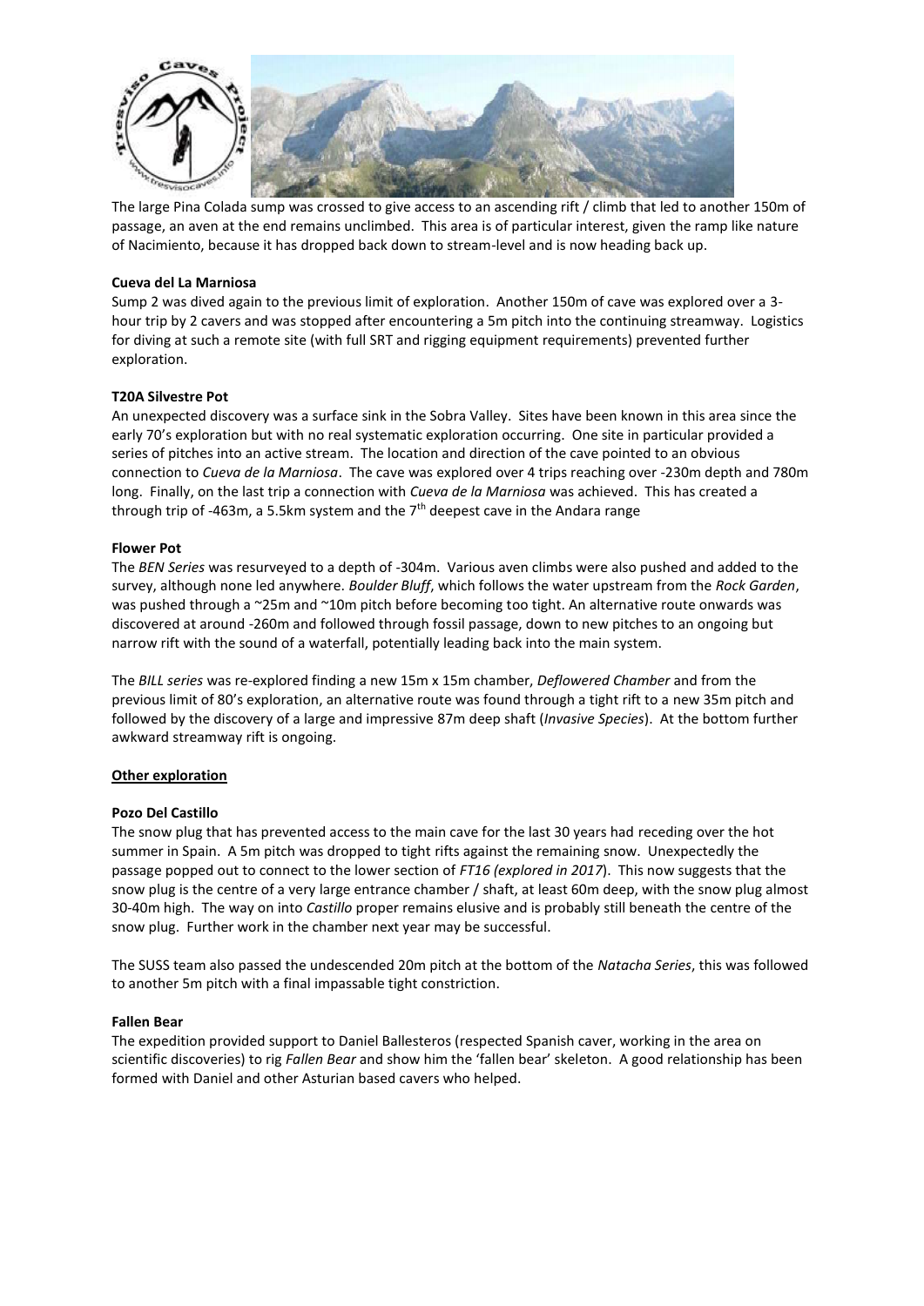The large Pina Colada sump was crossed to give access to an ascending rift / climb that led to another 150m of passage, an aven at the end remains unclimbed. This area is of particular interest, given the ramp like nature of Nacimiento, because it has dropped back down to stream-level and is now heading back up.

**Cueva del La Marniosa**

Sump 2 was dived again to the previous limit of exploration. Another 150m of cave was explored over a 3-hour trip by 2 cavers and was stopped after encountering a 5m pitch into the continuing streamway. Logistics for diving at such a remote site (with full SRT and rigging equipment requirements) prevented further exploration.

**T20A Silvestre Pot**

An unexpected discovery was a surface sink in the Sobra Valley. Sites have been known in this area since the early 70's exploration but with no real systematic exploration occurring. One site in particular provided a series of pitches into an active stream. The location and direction of the cave pointed to an obvious connection to *Cueva de la Marniosa*. The cave was explored over 4 trips reaching over -230m depth and 780m long. Finally, on the last trip a connection with *Cueva de la Marniosa* was achieved. This has created a through trip of -463m, a 5.5km system and the 7th deepest cave in the Andara range

**Flower Pot**

The *BEN Series* was resurveyed to a depth of -304m. Various aven climbs were also pushed and added to the survey, although none led anywhere. *Boulder Bluff*, which follows the water upstream from the *Rock Garden*, was pushed through a ~25m and ~10m pitch before becoming too tight. An alternative route onwards was discovered at around -260m and followed through fossil passage, down to new pitches to an ongoing but narrow rift with the sound of a waterfall, potentially leading back into the main system.

The *BILL series* was re-explored finding a new 15m x 15m chamber, *Deflowered Chamber* and from the previous limit of 80's exploration, an alternative route was found through a tight rift to a new 35m pitch and followed by the discovery of a large and impressive 87m deep shaft (*Invasive Species*). At the bottom further awkward streamway rift is ongoing.

**Other exploration**

**Pozo Del Castillo**

The snow plug that has prevented access to the main cave for the last 30 years had receding over the hot summer in Spain. A 5m pitch was dropped to tight rifts against the remaining snow. Unexpectedly the passage popped out to connect to the lower section of *FT16 (explored in 2017*). This now suggests that the snow plug is the centre of a very large entrance chamber / shaft, at least 60m deep, with the snow plug almost 30-40m high. The way on into *Castillo* proper remains elusive and is probably still beneath the centre of the snow plug. Further work in the chamber next year may be successful.

The SUSS team also passed the undescended 20m pitch at the bottom of the *Natacha Series*, this was followed to another 5m pitch with a final impassable tight constriction.

**Fallen Bear**

The expedition provided support to Daniel Ballesteros (respected Spanish caver, working in the area on scientific discoveries) to rig *Fallen Bear* and show him the 'fallen bear' skeleton. A good relationship has been formed with Daniel and other Asturian based cavers who helped.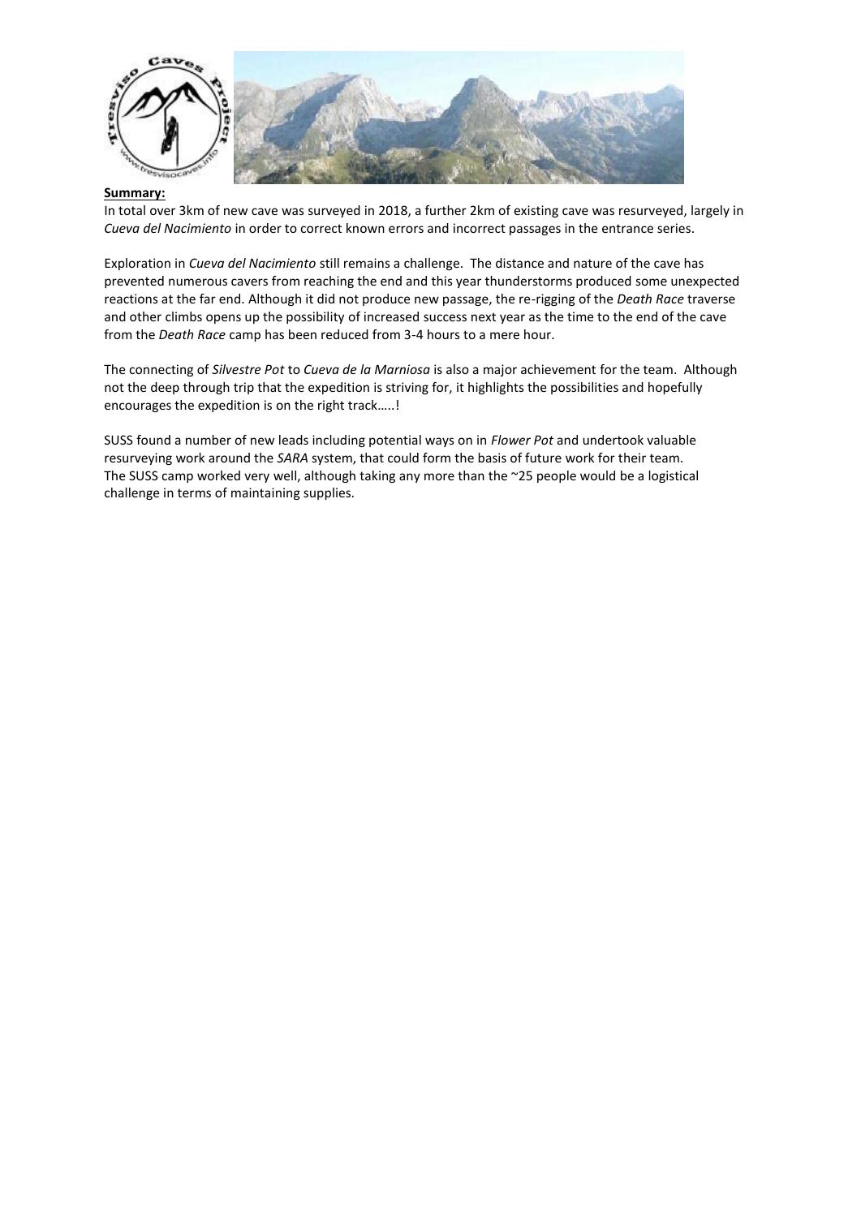**Summary:**

In total over 3km of new cave was surveyed in 2018, a further 2km of existing cave was resurveyed, largely in *Cueva del Nacimiento* in order to correct known errors and incorrect passages in the entrance series.

Exploration in *Cueva del Nacimiento* still remains a challenge. The distance and nature of the cave has prevented numerous cavers from reaching the end and this year thunderstorms produced some unexpected reactions at the far end. Although it did not produce new passage, the re-rigging of the *Death Race* traverse and other climbs opens up the possibility of increased success next year as the time to the end of the cave from the *Death Race* camp has been reduced from 3-4 hours to a mere hour.

The connecting of *Silvestre Pot* to *Cueva de la Marniosa* is also a major achievement for the team. Although not the deep through trip that the expedition is striving for, it highlights the possibilities and hopefully encourages the expedition is on the right track…..!

SUSS found a number of new leads including potential ways on in *Flower Pot* and undertook valuable resurveying work around the *SARA* system, that could form the basis of future work for their team. The SUSS camp worked very well, although taking any more than the ~25 people would be a logistical challenge in terms of maintaining supplies.